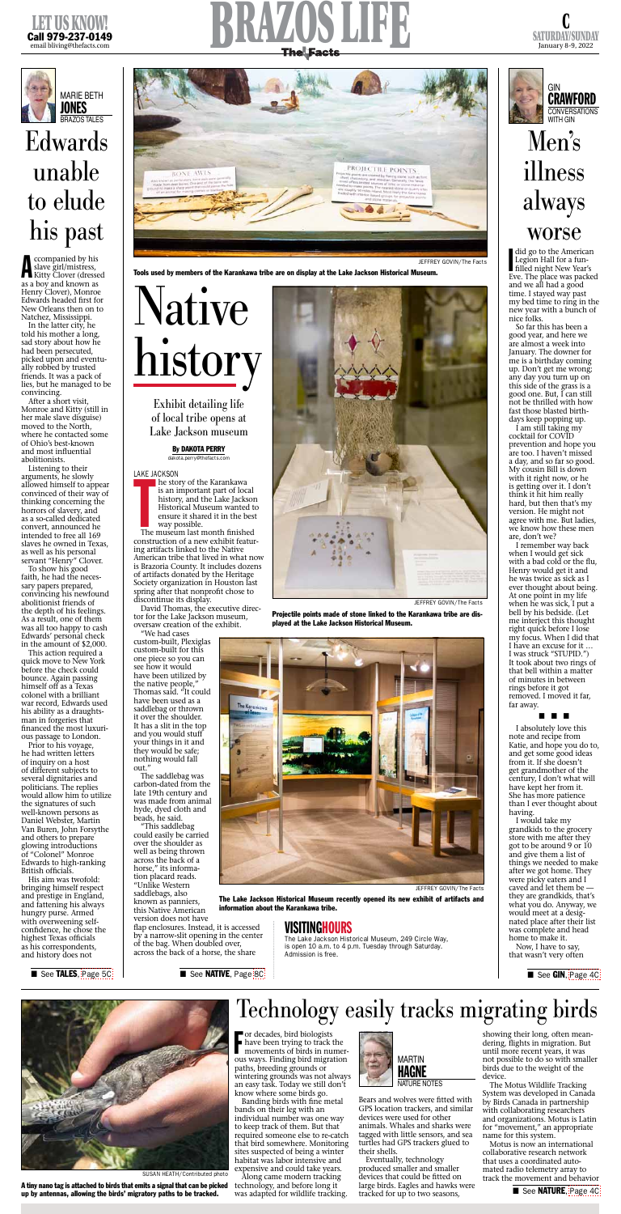# BRAZOS LIFE

**LET US KNOW!** Call 979-237-0149 email bliving@thefacts.com

SATURDAY/SUNDAY January 8-9, 2022

MARIE BETH **JONES** BRAZOS TALES

# Edwards unable to elude his past

Accompanied by his slave girl/mistress, Kitty Clover (dressed as a boy and known as Henry Clover), Monroe Edwards headed first for New Orleans then on to Natchez, Mississippi.

In the latter city, he told his mother a long, sad story about how he had been persecuted, picked upon and eventually robbed by trusted friends. It was a pack of lies, but he managed to be convincing.

After a short visit, Monroe and Kitty (still in her male slave disguise) moved to the North, where he contacted some of Ohio's best-known and most influential abolitionists.

Listening to their arguments, he slowly allowed himself to appear convinced of their way of thinking concerning the horrors of slavery, and as a so-called dedicated convert, announced he intended to free all 169 slaves he owned in Texas, as well as his personal servant "Henry" Clover.

To show his good faith, he had the necessary papers prepared, convincing his newfound abolitionist friends of the depth of his feelings. As a result, one of them was all too happy to cash Edwards' personal check in the amount of $2,000.

This action required a quick move to New York before the check could bounce. Again passing himself off as a Texas colonel with a brilliant war record, Edwards used his ability as a draughtsman in forgeries that financed the most luxurious passage to London.

Prior to his voyage, he had written letters of inquiry on a host of different subjects to several dignitaries and politicians. The replies would allow him to utilize the signatures of such well-known persons as Daniel Webster, Martin Van Buren, John Forsythe and others to prepare glowing introductions of "Colonel" Monroe Edwards to high-ranking British officials.

His aim was twofold: bringing himself respect and prestige in England, and fattening his always hungry purse. Armed with overweening self-confidence, he chose the highest Texas officials as his correspondents, and history does not

■ See **TALES**, Page 5C

Tools used by members of the Karankawa tribe are on display at the Lake Jackson Historical Museum.

JEFFREY GOVIN/The Facts

# Native history

Exhibit detailing life of local tribe opens at Lake Jackson museum

By **DAKOTA PERRY**
dakota.perry@thefacts.com

LAKE JACKSON

The story of the Karankawa is an important part of local history, and the Lake Jackson Historical Museum wanted to ensure it shared it in the best way possible.

The museum last month finished construction of a new exhibit featuring artifacts linked to the Native American tribe that lived in what now is Brazoria County. It includes dozens of artifacts donated by the Heritage Society organization in Houston last spring after that nonprofit chose to discontinue its display.

David Thomas, the executive director for the Lake Jackson museum, oversaw creation of the exhibit.

"We had cases custom-built, Plexiglas custom-built for this one piece so you can see how it would have been utilized by the native people," Thomas said. "It could have been used as a saddlebag or thrown it over the shoulder. It has a slit in the top and you would stuff your things in it and they would be safe; nothing would fall out."

The saddlebag was carbon-dated from the late 19th century and was made from animal hyde, dyed cloth and beads, he said.

"This saddlebag could easily be carried over the shoulder as well as being thrown across the back of a horse," its information placard reads. "Unlike Western saddlebags, also known as panniers, this Native American version does not have flap enclosures. Instead, it is accessed by a narrow-slit opening in the center of the bag. When doubled over, across the back of a horse, the share

■ See **NATIVE**, Page 8C

JEFFREY GOVIN/The Facts

Projectile points made of stone linked to the Karankawa tribe are displayed at the Lake Jackson Historical Museum.

JEFFREY GOVIN/The Facts

The Lake Jackson Historical Museum recently opened its new exhibit of artifacts and information about the Karankawa tribe.

## VISITING HOURS

The Lake Jackson Historical Museum, 249 Circle Way, is open 10 a.m. to 4 p.m. Tuesday through Saturday. Admission is free.

GIN **CRAWFORD** CONVERSATIONS WITH GIN

# Men's illness always worse

I did go to the American Legion Hall for a fun-filled night New Year's Eve. The place was packed and we all had a good time. I stayed way past my bed time to ring in the new year with a bunch of nice folks.

So far this has been a good year, and here we are almost a week into January. The downer for me is a birthday coming up. Don't get me wrong; any day you turn up on this side of the grass is a good one. But, I can still not be thrilled with how fast those blasted birthdays keep popping up.

I am still taking my cocktail for COVID prevention and hope you are too. I haven't missed a day, and so far so good. My cousin Bill is down with it right now, or he is getting over it. I don't think it hit him really hard, but then that's my version. He might not agree with me. But ladies, we know how these men are, don't we?

I remember way back when I would get sick with a bad cold or the flu, Henry would get it and he was twice as sick as I ever thought about being. At one point in my life when he was sick, I put a bell by his bedside. (Let me interject this thought right quick before I lose my focus. When I did that I have an excuse for it … I was struck "STUPID.") It took about two rings of that bell within a matter of minutes in between rings before it got removed. I moved it far, far away.

■ ■ ■

I absolutely love this note and recipe from Katie, and hope you do to, and get some good ideas from it. If she doesn't get grandmother of the century, I don't what will have kept her from it. She has more patience than I ever thought about having.

I would take my grandkids to the grocery store with me after they got to be around 9 or 10 and give them a list of things we needed to make after we got home. They were picky eaters and I caved and let them be — they are grandkids, that's what you do. Anyway, we would meet at a designated place after their list was complete and head home to make it.

Now, I have to say, that wasn't very often

■ See **GIN**, Page 4C

A tiny nano tag is attached to birds that emits a signal that can be picked up by antennas, allowing the birds' migratory paths to be tracked.

SUSAN HEATH/Contributed photo

# Technology easily tracks migrating birds

MARTIN **HAGNE** NATURE NOTES

For decades, bird biologists have been trying to track the movements of birds in numerous ways. Finding bird migration paths, breeding grounds or wintering grounds was not always an easy task. Today we still don't know where some birds go.

Banding birds with fine metal bands on their leg with an individual number was one way to keep track of them. But that required someone else to re-catch that bird somewhere. Monitoring sites suspected of being a winter habitat was labor intensive and expensive and could take years.

Along came modern tracking technology, and before long it was adapted for wildlife tracking. Bears and wolves were fitted with GPS location trackers, and similar devices were used for other animals. Whales and sharks were tagged with little sensors, and sea turtles had GPS trackers glued to their shells.

Eventually, technology produced smaller and smaller devices that could be fitted on large birds. Eagles and hawks were tracked for up to two seasons, showing their long, often meandering, flights in migration. But until more recent years, it was not possible to do so with smaller birds due to the weight of the device.

The Motus Wildlife Tracking System was developed in Canada by Birds Canada in partnership with collaborating researchers and organizations. Motus is Latin for "movement," an appropriate name for this system.

Motus is now an international collaborative research network that uses a coordinated automated radio telemetry array to track the movement and behavior

■ See **NATURE**, Page 4C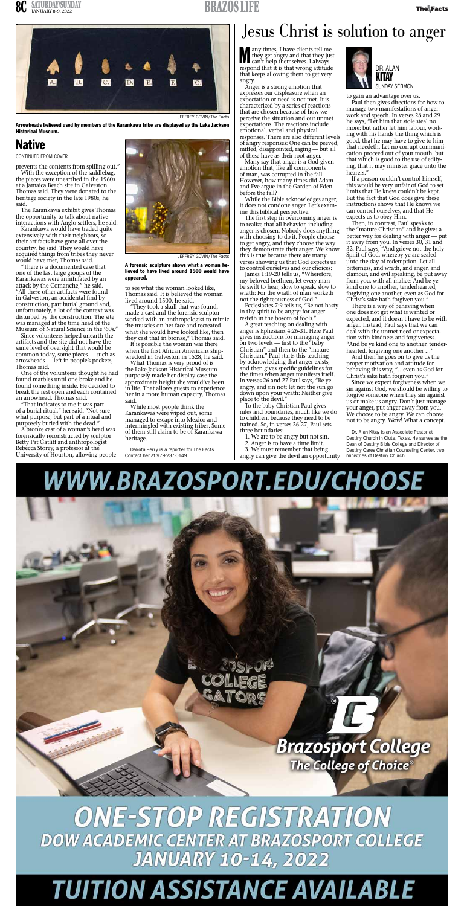Arrowheads believed used by members of the Karankawa tribe are displayed ay the Lake Jackson Historical Museum.

JEFFREY GOVIN/The Facts

## Native

CONTINUED FROM COVER

prevents the contents from spilling out."

With the exception of the saddlebag, the pieces were unearthed in the 1960s at a Jamaica Beach site in Galveston, Thomas said. They were donated to the heritage society in the late 1980s, he said.

The Karankawa exhibit gives Thomas the opportunity to talk about native interactions with Anglo settlers, he said.

Karankawa would have traded quite extensively with their neighbors, so their artifacts have gone all over the country, he said. They would have acquired things from tribes they never would have met, Thomas said.

"There is a documented case that one of the last large groups of the Karankawas were annihilated by an attack by the Comanche," he said. "All these other artifacts were found in Galveston, an accidental find by construction, part burial ground and, unfortunately, a lot of the context was disturbed by the construction. The site was managed at the time head of the Museum of Natural Science in the '60s."

Since volunteers helped unearth the artifacts and the site did not have the same level of oversight that would be common today, some pieces — such as arrowheads — left in people's pockets, Thomas said.

One of the volunteers thought he had found marbles until one broke and he found something inside. He decided to break the rest open and each contained an arrowhead, Thomas said.

"That indicates to me it was part of a burial ritual," her said. "Not sure what purpose, but part of a ritual and purposely buried with the dead."

A bronze cast of a woman's head was forensically reconstructed by sculptor Betty Pat Gatliff and anthropologist Rebecca Storey, a professor at the University of Houston, allowing people to see what the woman looked like, Thomas said. It is believed the woman lived around 1500, he said.

JEFFREY GOVIN/The Facts

A forensic sculpture shows what a woman believed to have lived around 1500 would have appeared.

"They took a skull that was found, made a cast and the forensic sculptor worked with an anthropologist to mimic the muscles on her face and recreated what she would have looked like, then they cast that in bronze," Thomas said.

It is possible the woman was there when the first African Americans shipwrecked in Galveston in 1528, he said.

What Thomas is very proud of is the Lake Jackson Historical Museum purposely made her display case the approximate height she would've been in life. That allows guests to experience her in a more human capacity, Thomas said.

While most people think the Karankawas were wiped out, some managed to escape into Mexico and intermingled with existing tribes. Some of them still claim to be of Karankawa heritage.

Dakota Perry is a reporter for The Facts. Contact her at 979-237-0149.

# Jesus Christ is solution to anger

DR. ALAN **KITAY**
SUNDAY SERMON

Many times, I have clients tell me they get angry and that they just can't help themselves. I always respond that it is that wrong attitude that keeps allowing them to get very angry.

Anger is a strong emotion that expresses our displeasure when an expectation or need is not met. It is characterized by a series of reactions that are chosen because of how we perceive the situation and our unmet expectations. The reactions include emotional, verbal and physical responses. There are also different levels of angry responses: One can be peeved, miffed, disappointed, raging — but all of these have as their root anger.

Many say that anger is a God-given emotion that, like all components of man, was corrupted in the fall. However, how many times did Adam and Eve argue in the Garden of Eden before the fall?

While the Bible acknowledges anger, it does not condone anger. Let's examine this biblical perspective.

The first step in overcoming anger is to realize that all behavior, including anger is chosen. Nobody does anything with choosing to do it. People choose to get angry, and they choose the way they demonstrate their anger. We know this is true because there are many verses showing us that God expects us to control ourselves and our choices:

James 1:19-20 tells us, "Wherefore, my beloved brethren, let every man be swift to hear, slow to speak, slow to wrath: For the wrath of man worketh not the righteousness of God."

Ecclesiastes 7:9 tells us, "Be not hasty in thy spirit to be angry: for anger resteth in the bosom of fools."

A great teaching on dealing with anger is Ephesians 4:26-31. Here Paul gives instructions for managing anger on two levels — first to the "baby Christian" and then to the "mature Christian." Paul starts this teaching by acknowledging that anger exists, and then gives specific guidelines for the times when anger manifests itself. In verses 26 and 27 Paul says, "Be ye angry, and sin not: let not the sun go down upon your wrath: Neither give place to the devil."

To the baby Christian Paul gives rules and boundaries, much like we do to children, because they need to be trained. So, in verses 26-27, Paul sets three boundaries:

1. We are to be angry but not sin.
2. Anger is to have a time limit.
3. We must remember that being angry can give the devil an opportunity to gain an advantage over us.

Paul then gives directions for how to manage two manifestations of anger: work and speech. In verses 28 and 29 he says, "Let him that stole steal no more: but rather let him labour, working with his hands the thing which is good, that he may have to give to him that needeth. Let no corrupt communication proceed out of your mouth, but that which is good to the use of edifying, that it may minister grace unto the hearers."

If a person couldn't control himself, this would be very unfair of God to set limits that He knew couldn't be kept. But the fact that God does give these instructions shows that He knows we can control ourselves, and that He expects us to obey Him.

Then, in contrast, Paul speaks to the "mature Christian" and he gives a better way for dealing with anger — put it away from you. In verses 30, 31 and 32, Paul says, "And grieve not the holy Spirit of God, whereby ye are sealed unto the day of redemption. Let all bitterness, and wrath, and anger, and clamour, and evil speaking, be put away from you, with all malice: And be ye kind one to another, tenderhearted, forgiving one another, even as God for Christ's sake hath forgiven you."

There is a way of behaving when one does not get what is wanted or expected, and it doesn't have to be with anger. Instead, Paul says that we can deal with the unmet need or expectation with kindness and forgiveness. "And be ye kind one to another, tenderhearted, forgiving one another …"

And then he goes on to give us the proper motivation and attitude for behaving this way, "…even as God for Christ's sake hath forgiven you."

Since we expect forgiveness when we sin against God, we should be willing to forgive someone when they sin against us or make us angry. Don't just manage your anger, put anger away from you. We choose to be angry. We can choose not to be angry. Wow! What a concept.

Dr. Alan Kitay is an Associate Pastor at Destiny Church in Clute, Texas. He serves as the Dean of Destiny Bible College and Director of Destiny Cares Christian Counseling Center, two ministries of Destiny Church.

WWW.BRAZOSPORT.EDU/CHOOSE

Brazosport College
The College of Choice®

ONE-STOP REGISTRATION
DOW ACADEMIC CENTER AT BRAZOSPORT COLLEGE
JANUARY 10-14, 2022

TUITION ASSISTANCE AVAILABLE